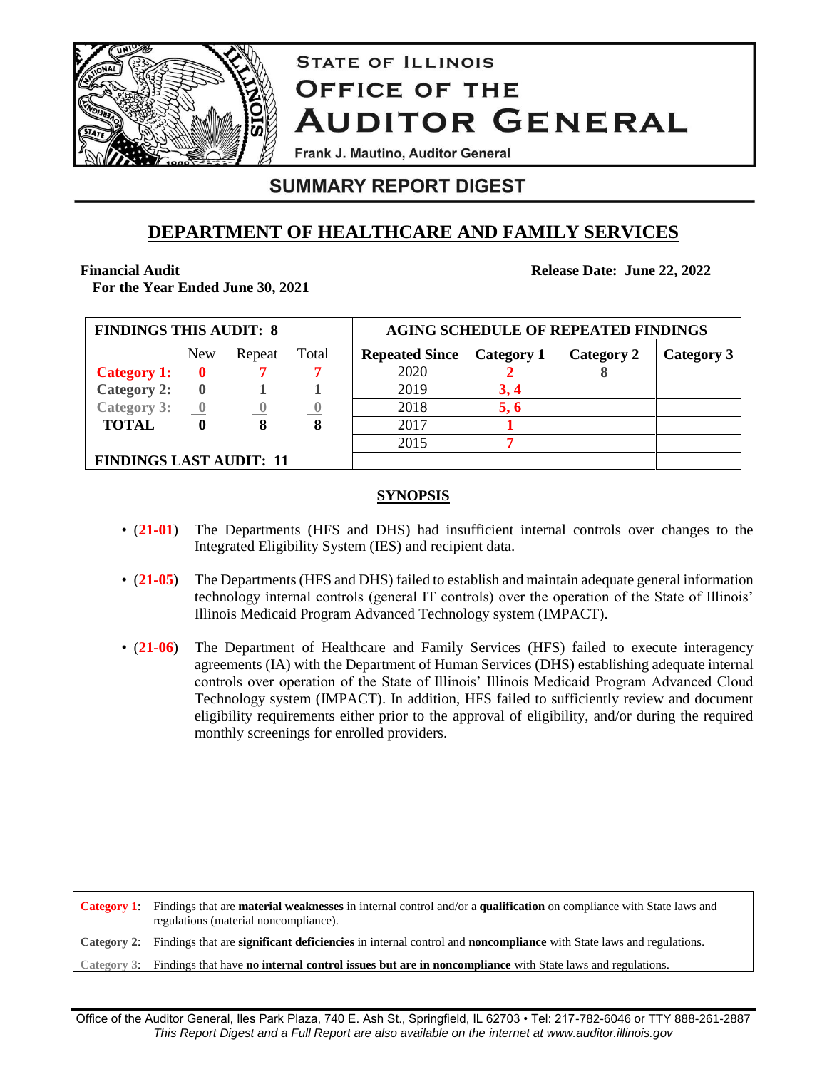# STATE OF ILLINOIS
# OFFICE OF THE AUDITOR GENERAL

Frank J. Mautino, Auditor General

## SUMMARY REPORT DIGEST

## DEPARTMENT OF HEALTHCARE AND FAMILY SERVICES

**Financial Audit**
**For the Year Ended June 30, 2021**

**Release Date: June 22, 2022**

| FINDINGS THIS AUDIT: 8 | | | |
|---|---|---|---|
| | New | Repeat | Total |
| **Category 1:** | **0** | **7** | **7** |
| **Category 2:** | **0** | **1** | **1** |
| **Category 3:** | **0** | **0** | **0** |
| **TOTAL** | **0** | **8** | **8** |
| **FINDINGS LAST AUDIT: 11** | | | |

| AGING SCHEDULE OF REPEATED FINDINGS | | | |
|---|---|---|---|
| **Repeated Since** | **Category 1** | **Category 2** | **Category 3** |
| 2020 | **2** | 8 | |
| 2019 | **3, 4** | | |
| 2018 | **5, 6** | | |
| 2017 | **1** | | |
| 2015 | **7** | | |

### SYNOPSIS

- (**21-01**) The Departments (HFS and DHS) had insufficient internal controls over changes to the Integrated Eligibility System (IES) and recipient data.
- (**21-05**) The Departments (HFS and DHS) failed to establish and maintain adequate general information technology internal controls (general IT controls) over the operation of the State of Illinois' Illinois Medicaid Program Advanced Technology system (IMPACT).
- (**21-06**) The Department of Healthcare and Family Services (HFS) failed to execute interagency agreements (IA) with the Department of Human Services (DHS) establishing adequate internal controls over operation of the State of Illinois' Illinois Medicaid Program Advanced Cloud Technology system (IMPACT). In addition, HFS failed to sufficiently review and document eligibility requirements either prior to the approval of eligibility, and/or during the required monthly screenings for enrolled providers.

**Category 1**: Findings that are **material weaknesses** in internal control and/or a **qualification** on compliance with State laws and regulations (material noncompliance).
**Category 2**: Findings that are **significant deficiencies** in internal control and **noncompliance** with State laws and regulations.
**Category 3**: Findings that have **no internal control issues but are in noncompliance** with State laws and regulations.

Office of the Auditor General, Iles Park Plaza, 740 E. Ash St., Springfield, IL 62703 • Tel: 217-782-6046 or TTY 888-261-2887
*This Report Digest and a Full Report are also available on the internet at www.auditor.illinois.gov*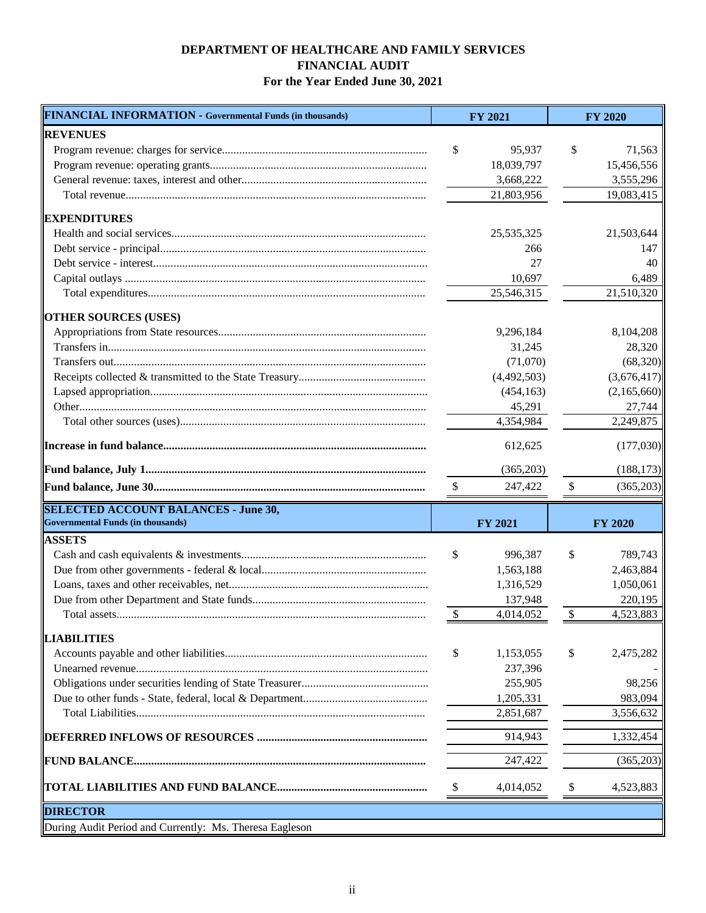**DEPARTMENT OF HEALTHCARE AND FAMILY SERVICES**
**FINANCIAL AUDIT**
**For the Year Ended June 30, 2021**

| **FINANCIAL INFORMATION** - Governmental Funds (in thousands) | FY 2021 | FY 2020 |
|---|---|---|
| **REVENUES** | | |
| Program revenue: charges for service | $ 95,937 | $ 71,563 |
| Program revenue: operating grants | 18,039,797 | 15,456,556 |
| General revenue: taxes, interest and other | 3,668,222 | 3,555,296 |
| Total revenue | 21,803,956 | 19,083,415 |
| **EXPENDITURES** | | |
| Health and social services | 25,535,325 | 21,503,644 |
| Debt service - principal | 266 | 147 |
| Debt service - interest | 27 | 40 |
| Capital outlays | 10,697 | 6,489 |
| Total expenditures | 25,546,315 | 21,510,320 |
| **OTHER SOURCES (USES)** | | |
| Appropriations from State resources | 9,296,184 | 8,104,208 |
| Transfers in | 31,245 | 28,320 |
| Transfers out | (71,070) | (68,320) |
| Receipts collected & transmitted to the State Treasury | (4,492,503) | (3,676,417) |
| Lapsed appropriation | (454,163) | (2,165,660) |
| Other | 45,291 | 27,744 |
| Total other sources (uses) | 4,354,984 | 2,249,875 |
| **Increase in fund balance** | 612,625 | (177,030) |
| **Fund balance, July 1** | (365,203) | (188,173) |
| **Fund balance, June 30** | $ 247,422 | $ (365,203) |

| **SELECTED ACCOUNT BALANCES - June 30,** Governmental Funds (in thousands) | FY 2021 | FY 2020 |
|---|---|---|
| **ASSETS** | | |
| Cash and cash equivalents & investments | $ 996,387 | $ 789,743 |
| Due from other governments - federal & local | 1,563,188 | 2,463,884 |
| Loans, taxes and other receivables, net | 1,316,529 | 1,050,061 |
| Due from other Department and State funds | 137,948 | 220,195 |
| Total assets | $ 4,014,052 | $ 4,523,883 |
| **LIABILITIES** | | |
| Accounts payable and other liabilities | $ 1,153,055 | $ 2,475,282 |
| Unearned revenue | 237,396 | - |
| Obligations under securities lending of State Treasurer | 255,905 | 98,256 |
| Due to other funds - State, federal, local & Department | 1,205,331 | 983,094 |
| Total Liabilities | 2,851,687 | 3,556,632 |
| **DEFERRED INFLOWS OF RESOURCES** | 914,943 | 1,332,454 |
| **FUND BALANCE** | 247,422 | (365,203) |
| **TOTAL LIABILITIES AND FUND BALANCE** | $ 4,014,052 | $ 4,523,883 |

| **DIRECTOR** |
|---|
| During Audit Period and Currently: Ms. Theresa Eagleson |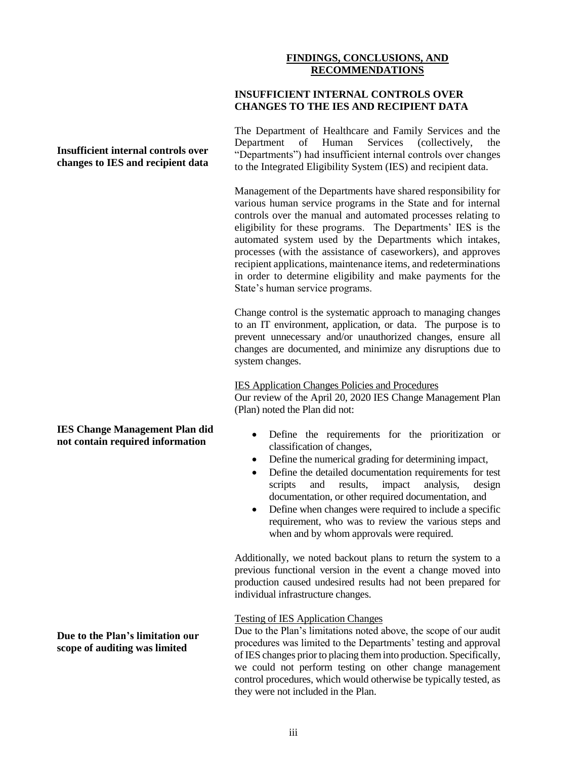## FINDINGS, CONCLUSIONS, AND RECOMMENDATIONS

### INSUFFICIENT INTERNAL CONTROLS OVER CHANGES TO THE IES AND RECIPIENT DATA

**Insufficient internal controls over changes to IES and recipient data**

The Department of Healthcare and Family Services and the Department of Human Services (collectively, the "Departments") had insufficient internal controls over changes to the Integrated Eligibility System (IES) and recipient data.

Management of the Departments have shared responsibility for various human service programs in the State and for internal controls over the manual and automated processes relating to eligibility for these programs. The Departments' IES is the automated system used by the Departments which intakes, processes (with the assistance of caseworkers), and approves recipient applications, maintenance items, and redeterminations in order to determine eligibility and make payments for the State's human service programs.

Change control is the systematic approach to managing changes to an IT environment, application, or data. The purpose is to prevent unnecessary and/or unauthorized changes, ensure all changes are documented, and minimize any disruptions due to system changes.

IES Application Changes Policies and Procedures

Our review of the April 20, 2020 IES Change Management Plan (Plan) noted the Plan did not:

**IES Change Management Plan did not contain required information**

- Define the requirements for the prioritization or classification of changes,
- Define the numerical grading for determining impact,
- Define the detailed documentation requirements for test scripts and results, impact analysis, design documentation, or other required documentation, and
- Define when changes were required to include a specific requirement, who was to review the various steps and when and by whom approvals were required.

Additionally, we noted backout plans to return the system to a previous functional version in the event a change moved into production caused undesired results had not been prepared for individual infrastructure changes.

Testing of IES Application Changes

**Due to the Plan's limitation our scope of auditing was limited**

Due to the Plan's limitations noted above, the scope of our audit procedures was limited to the Departments' testing and approval of IES changes prior to placing them into production. Specifically, we could not perform testing on other change management control procedures, which would otherwise be typically tested, as they were not included in the Plan.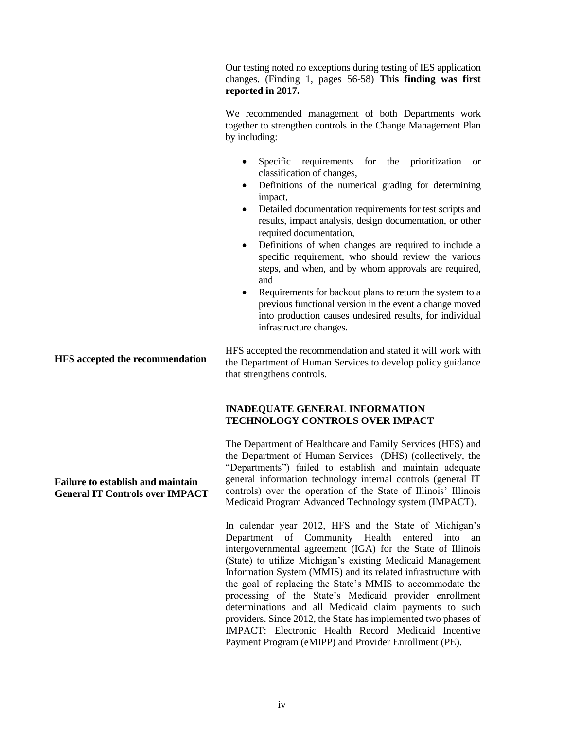Our testing noted no exceptions during testing of IES application changes. (Finding 1, pages 56-58) **This finding was first reported in 2017.**

We recommended management of both Departments work together to strengthen controls in the Change Management Plan by including:

- Specific requirements for the prioritization or classification of changes,
- Definitions of the numerical grading for determining impact,
- Detailed documentation requirements for test scripts and results, impact analysis, design documentation, or other required documentation,
- Definitions of when changes are required to include a specific requirement, who should review the various steps, and when, and by whom approvals are required, and
- Requirements for backout plans to return the system to a previous functional version in the event a change moved into production causes undesired results, for individual infrastructure changes.

**HFS accepted the recommendation**

HFS accepted the recommendation and stated it will work with the Department of Human Services to develop policy guidance that strengthens controls.

## INADEQUATE GENERAL INFORMATION TECHNOLOGY CONTROLS OVER IMPACT

**Failure to establish and maintain General IT Controls over IMPACT**

The Department of Healthcare and Family Services (HFS) and the Department of Human Services (DHS) (collectively, the "Departments") failed to establish and maintain adequate general information technology internal controls (general IT controls) over the operation of the State of Illinois' Illinois Medicaid Program Advanced Technology system (IMPACT).

In calendar year 2012, HFS and the State of Michigan's Department of Community Health entered into an intergovernmental agreement (IGA) for the State of Illinois (State) to utilize Michigan's existing Medicaid Management Information System (MMIS) and its related infrastructure with the goal of replacing the State's MMIS to accommodate the processing of the State's Medicaid provider enrollment determinations and all Medicaid claim payments to such providers. Since 2012, the State has implemented two phases of IMPACT: Electronic Health Record Medicaid Incentive Payment Program (eMIPP) and Provider Enrollment (PE).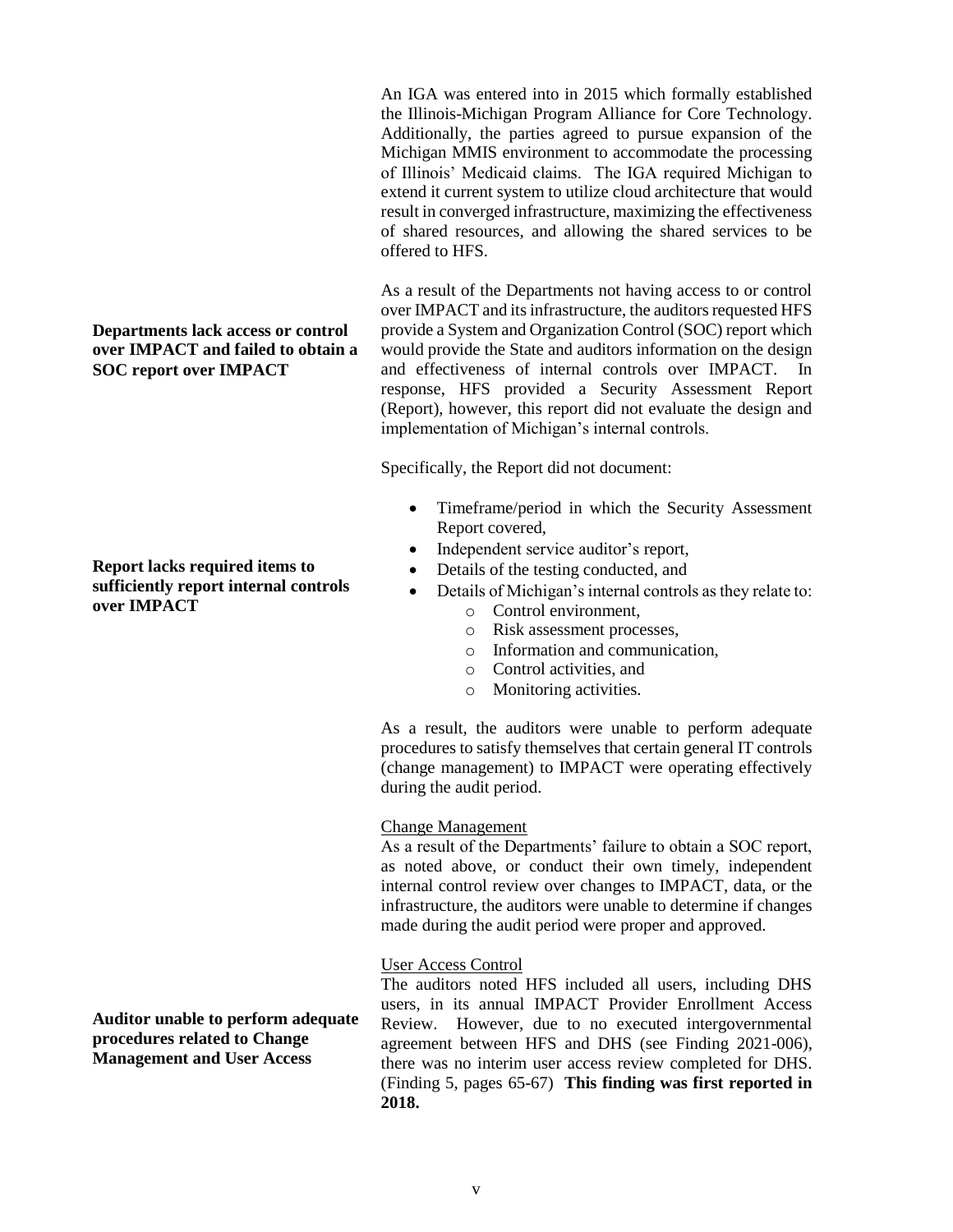An IGA was entered into in 2015 which formally established the Illinois-Michigan Program Alliance for Core Technology. Additionally, the parties agreed to pursue expansion of the Michigan MMIS environment to accommodate the processing of Illinois' Medicaid claims. The IGA required Michigan to extend it current system to utilize cloud architecture that would result in converged infrastructure, maximizing the effectiveness of shared resources, and allowing the shared services to be offered to HFS.

**Departments lack access or control over IMPACT and failed to obtain a SOC report over IMPACT**

As a result of the Departments not having access to or control over IMPACT and its infrastructure, the auditors requested HFS provide a System and Organization Control (SOC) report which would provide the State and auditors information on the design and effectiveness of internal controls over IMPACT. In response, HFS provided a Security Assessment Report (Report), however, this report did not evaluate the design and implementation of Michigan's internal controls.

**Report lacks required items to sufficiently report internal controls over IMPACT**

Specifically, the Report did not document:

- Timeframe/period in which the Security Assessment Report covered,
- Independent service auditor's report,
- Details of the testing conducted, and
- Details of Michigan's internal controls as they relate to:
  - Control environment,
  - Risk assessment processes,
  - Information and communication,
  - Control activities, and
  - Monitoring activities.

As a result, the auditors were unable to perform adequate procedures to satisfy themselves that certain general IT controls (change management) to IMPACT were operating effectively during the audit period.

Change Management

As a result of the Departments' failure to obtain a SOC report, as noted above, or conduct their own timely, independent internal control review over changes to IMPACT, data, or the infrastructure, the auditors were unable to determine if changes made during the audit period were proper and approved.

**Auditor unable to perform adequate procedures related to Change Management and User Access**

User Access Control

The auditors noted HFS included all users, including DHS users, in its annual IMPACT Provider Enrollment Access Review. However, due to no executed intergovernmental agreement between HFS and DHS (see Finding 2021-006), there was no interim user access review completed for DHS. (Finding 5, pages 65-67) **This finding was first reported in 2018.**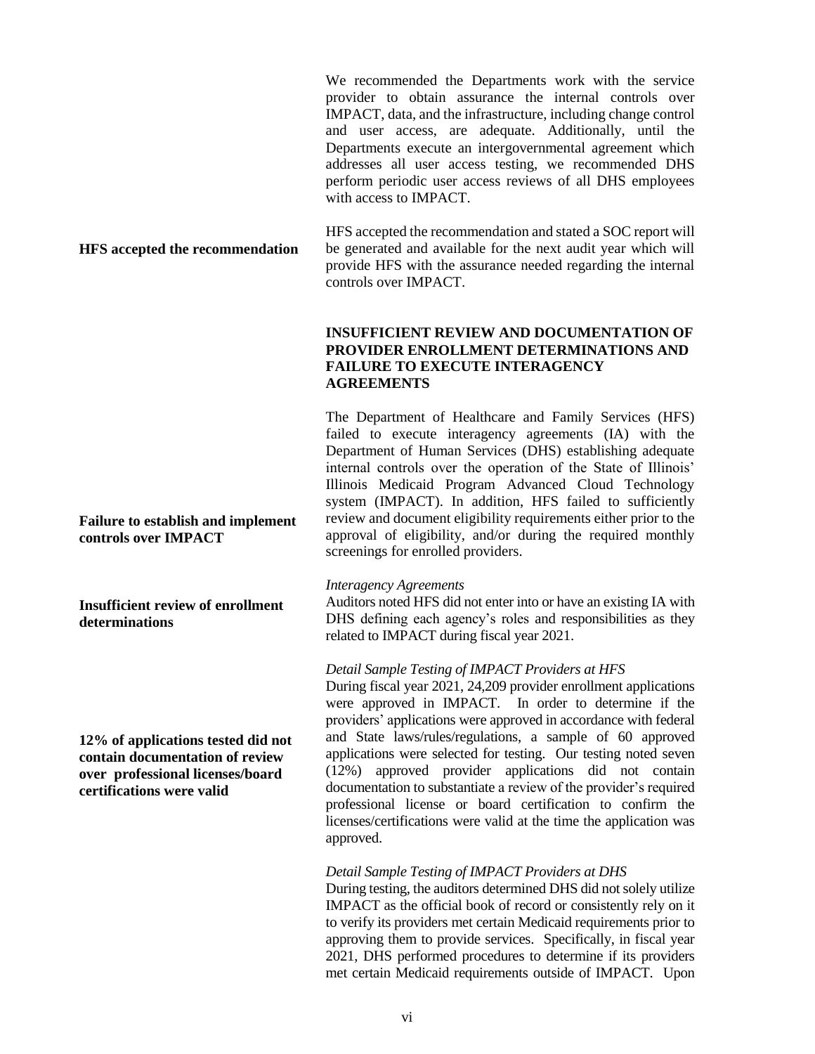We recommended the Departments work with the service provider to obtain assurance the internal controls over IMPACT, data, and the infrastructure, including change control and user access, are adequate. Additionally, until the Departments execute an intergovernmental agreement which addresses all user access testing, we recommended DHS perform periodic user access reviews of all DHS employees with access to IMPACT.

**HFS accepted the recommendation**

HFS accepted the recommendation and stated a SOC report will be generated and available for the next audit year which will provide HFS with the assurance needed regarding the internal controls over IMPACT.

**INSUFFICIENT REVIEW AND DOCUMENTATION OF PROVIDER ENROLLMENT DETERMINATIONS AND FAILURE TO EXECUTE INTERAGENCY AGREEMENTS**

**Failure to establish and implement controls over IMPACT**

The Department of Healthcare and Family Services (HFS) failed to execute interagency agreements (IA) with the Department of Human Services (DHS) establishing adequate internal controls over the operation of the State of Illinois' Illinois Medicaid Program Advanced Cloud Technology system (IMPACT). In addition, HFS failed to sufficiently review and document eligibility requirements either prior to the approval of eligibility, and/or during the required monthly screenings for enrolled providers.

**Insufficient review of enrollment determinations**

*Interagency Agreements*
Auditors noted HFS did not enter into or have an existing IA with DHS defining each agency's roles and responsibilities as they related to IMPACT during fiscal year 2021.

**12% of applications tested did not contain documentation of review over professional licenses/board certifications were valid**

*Detail Sample Testing of IMPACT Providers at HFS*
During fiscal year 2021, 24,209 provider enrollment applications were approved in IMPACT. In order to determine if the providers' applications were approved in accordance with federal and State laws/rules/regulations, a sample of 60 approved applications were selected for testing. Our testing noted seven (12%) approved provider applications did not contain documentation to substantiate a review of the provider's required professional license or board certification to confirm the licenses/certifications were valid at the time the application was approved.

*Detail Sample Testing of IMPACT Providers at DHS*
During testing, the auditors determined DHS did not solely utilize IMPACT as the official book of record or consistently rely on it to verify its providers met certain Medicaid requirements prior to approving them to provide services. Specifically, in fiscal year 2021, DHS performed procedures to determine if its providers met certain Medicaid requirements outside of IMPACT. Upon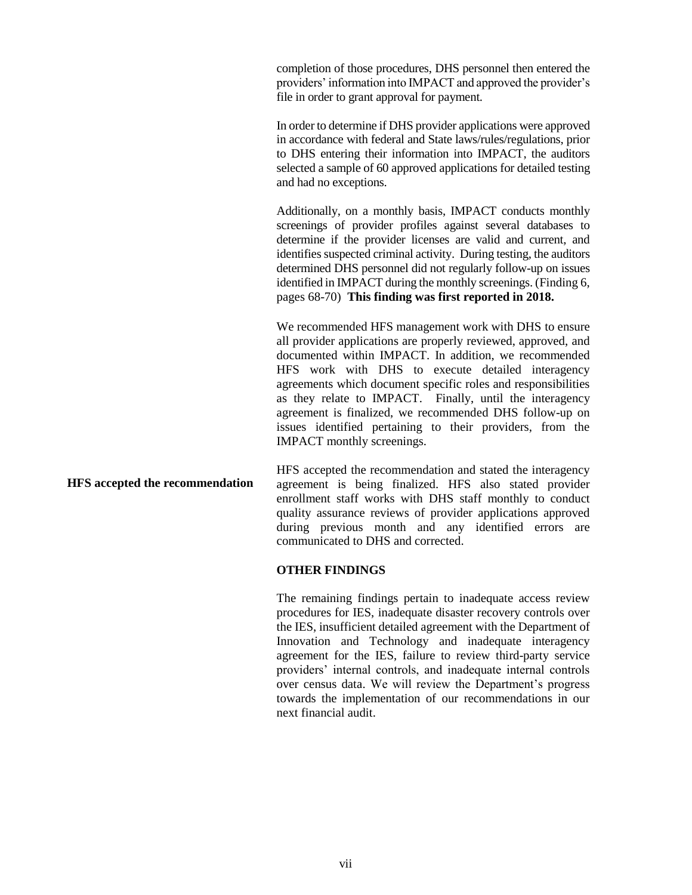completion of those procedures, DHS personnel then entered the providers' information into IMPACT and approved the provider's file in order to grant approval for payment.

In order to determine if DHS provider applications were approved in accordance with federal and State laws/rules/regulations, prior to DHS entering their information into IMPACT, the auditors selected a sample of 60 approved applications for detailed testing and had no exceptions.

Additionally, on a monthly basis, IMPACT conducts monthly screenings of provider profiles against several databases to determine if the provider licenses are valid and current, and identifies suspected criminal activity. During testing, the auditors determined DHS personnel did not regularly follow-up on issues identified in IMPACT during the monthly screenings. (Finding 6, pages 68-70) **This finding was first reported in 2018.**

We recommended HFS management work with DHS to ensure all provider applications are properly reviewed, approved, and documented within IMPACT. In addition, we recommended HFS work with DHS to execute detailed interagency agreements which document specific roles and responsibilities as they relate to IMPACT. Finally, until the interagency agreement is finalized, we recommended DHS follow-up on issues identified pertaining to their providers, from the IMPACT monthly screenings.

**HFS accepted the recommendation**

HFS accepted the recommendation and stated the interagency agreement is being finalized. HFS also stated provider enrollment staff works with DHS staff monthly to conduct quality assurance reviews of provider applications approved during previous month and any identified errors are communicated to DHS and corrected.

**OTHER FINDINGS**

The remaining findings pertain to inadequate access review procedures for IES, inadequate disaster recovery controls over the IES, insufficient detailed agreement with the Department of Innovation and Technology and inadequate interagency agreement for the IES, failure to review third-party service providers' internal controls, and inadequate internal controls over census data. We will review the Department's progress towards the implementation of our recommendations in our next financial audit.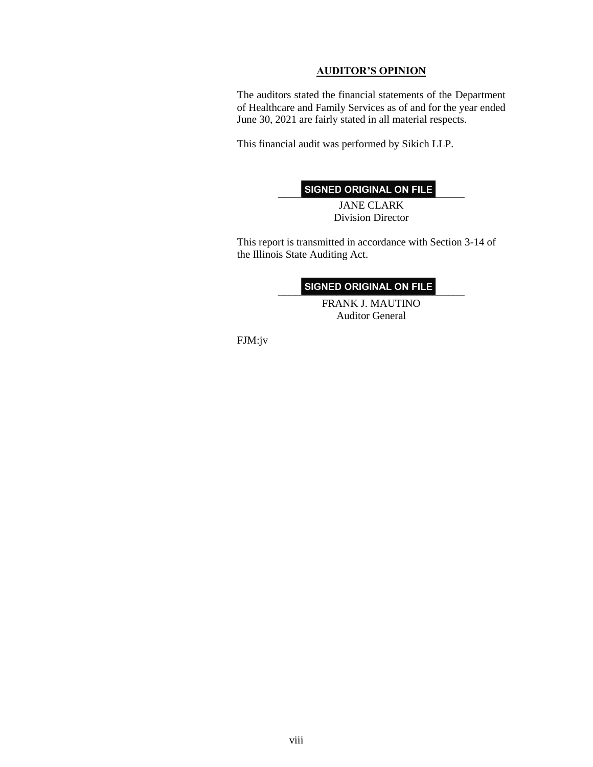## AUDITOR'S OPINION

The auditors stated the financial statements of the Department of Healthcare and Family Services as of and for the year ended June 30, 2021 are fairly stated in all material respects.

This financial audit was performed by Sikich LLP.

SIGNED ORIGINAL ON FILE

JANE CLARK
Division Director

This report is transmitted in accordance with Section 3-14 of the Illinois State Auditing Act.

SIGNED ORIGINAL ON FILE

FRANK J. MAUTINO
Auditor General

FJM:jv